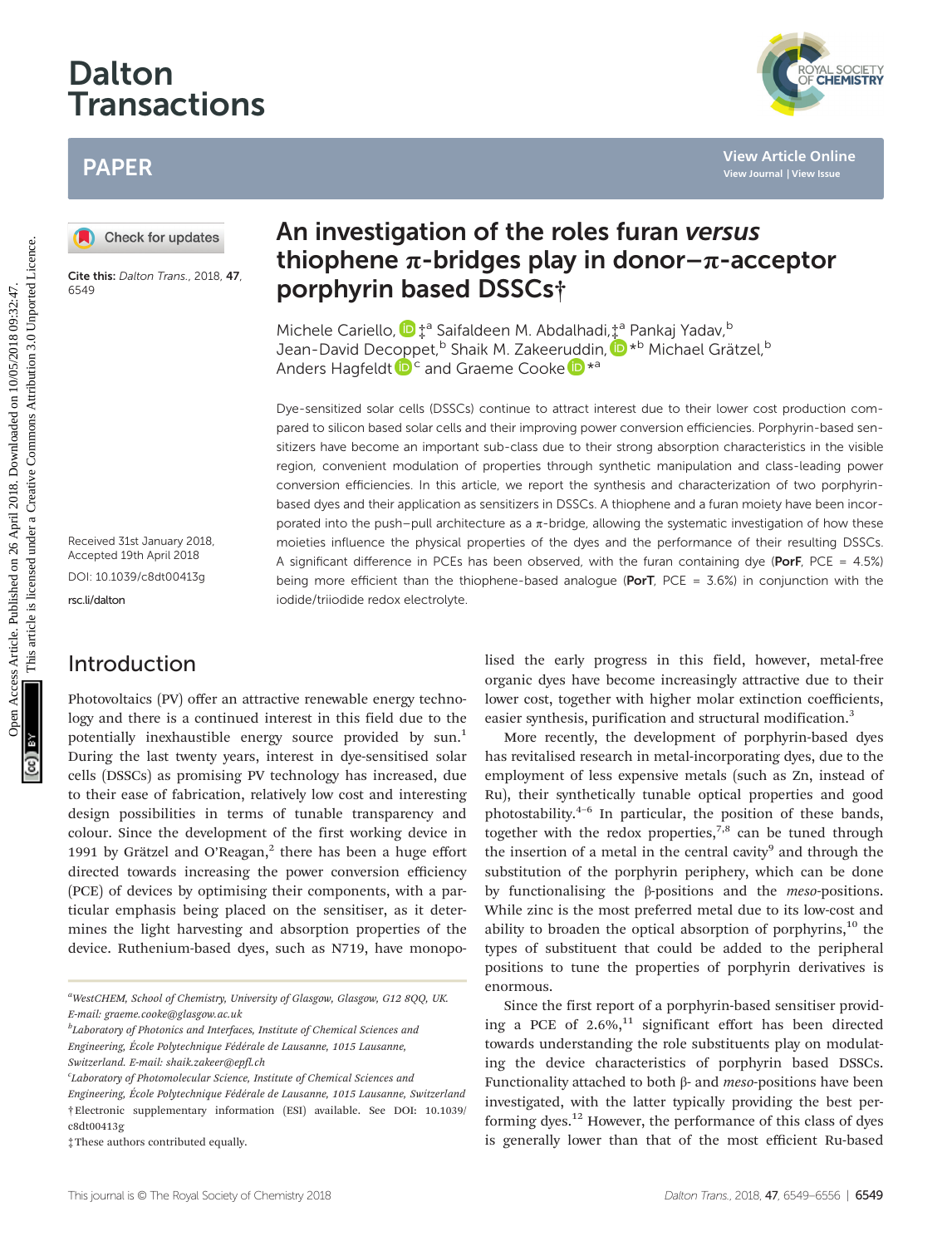# An investigation of the roles furan *versus* thiophene π-bridges play in donor–π-acceptor porphyrin based DSSCs†

Michele Cariello,‡[a] Saifaldeen M. Abdalhadi,‡[a] Pankaj Yadav,[b] Jean-David Decoppet,[b] Shaik M. Zakeeruddin,*[b] Michael Grätzel,[b] Anders Hagfeldt[c] and Graeme Cooke*[a]

Cite this: *Dalton Trans.*, 2018, **47**, 6549

Received 31st January 2018, Accepted 19th April 2018

DOI: 10.1039/c8dt00413g

rsc.li/dalton

Dye-sensitized solar cells (DSSCs) continue to attract interest due to their lower cost production compared to silicon based solar cells and their improving power conversion efficiencies. Porphyrin-based sensitizers have become an important sub-class due to their strong absorption characteristics in the visible region, convenient modulation of properties through synthetic manipulation and class-leading power conversion efficiencies. In this article, we report the synthesis and characterization of two porphyrin-based dyes and their application as sensitizers in DSSCs. A thiophene and a furan moiety have been incorporated into the push–pull architecture as a π-bridge, allowing the systematic investigation of how these moieties influence the physical properties of the dyes and the performance of their resulting DSSCs. A significant difference in PCEs has been observed, with the furan containing dye (**PorF**, PCE = 4.5%) being more efficient than the thiophene-based analogue (**PorT**, PCE = 3.6%) in conjunction with the iodide/triiodide redox electrolyte.

## Introduction

Photovoltaics (PV) offer an attractive renewable energy technology and there is a continued interest in this field due to the potentially inexhaustible energy source provided by sun.[1] During the last twenty years, interest in dye-sensitised solar cells (DSSCs) as promising PV technology has increased, due to their ease of fabrication, relatively low cost and interesting design possibilities in terms of tunable transparency and colour. Since the development of the first working device in 1991 by Grätzel and O'Reagan,[2] there has been a huge effort directed towards increasing the power conversion efficiency (PCE) of devices by optimising their components, with a particular emphasis being placed on the sensitiser, as it determines the light harvesting and absorption properties of the device. Ruthenium-based dyes, such as N719, have monopolised the early progress in this field, however, metal-free organic dyes have become increasingly attractive due to their lower cost, together with higher molar extinction coefficients, easier synthesis, purification and structural modification.[3]

More recently, the development of porphyrin-based dyes has revitalised research in metal-incorporating dyes, due to the employment of less expensive metals (such as Zn, instead of Ru), their synthetically tunable optical properties and good photostability.[4–6] In particular, the position of these bands, together with the redox properties,[7,8] can be tuned through the insertion of a metal in the central cavity[9] and through the substitution of the porphyrin periphery, which can be done by functionalising the β-positions and the *meso*-positions. While zinc is the most preferred metal due to its low-cost and ability to broaden the optical absorption of porphyrins,[10] the types of substituent that could be added to the peripheral positions to tune the properties of porphyrin derivatives is enormous.

Since the first report of a porphyrin-based sensitiser providing a PCE of 2.6%,[11] significant effort has been directed towards understanding the role substituents play on modulating the device characteristics of porphyrin based DSSCs. Functionality attached to both β- and *meso*-positions have been investigated, with the latter typically providing the best performing dyes.[12] However, the performance of this class of dyes is generally lower than that of the most efficient Ru-based

[a] WestCHEM, School of Chemistry, University of Glasgow, Glasgow, G12 8QQ, UK. E-mail: graeme.cooke@glasgow.ac.uk

[b] Laboratory of Photonics and Interfaces, Institute of Chemical Sciences and Engineering, École Polytechnique Fédérale de Lausanne, 1015 Lausanne, Switzerland. E-mail: shaik.zakeer@epfl.ch

[c] Laboratory of Photomolecular Science, Institute of Chemical Sciences and Engineering, École Polytechnique Fédérale de Lausanne, 1015 Lausanne, Switzerland

† Electronic supplementary information (ESI) available. See DOI: 10.1039/c8dt00413g

‡ These authors contributed equally.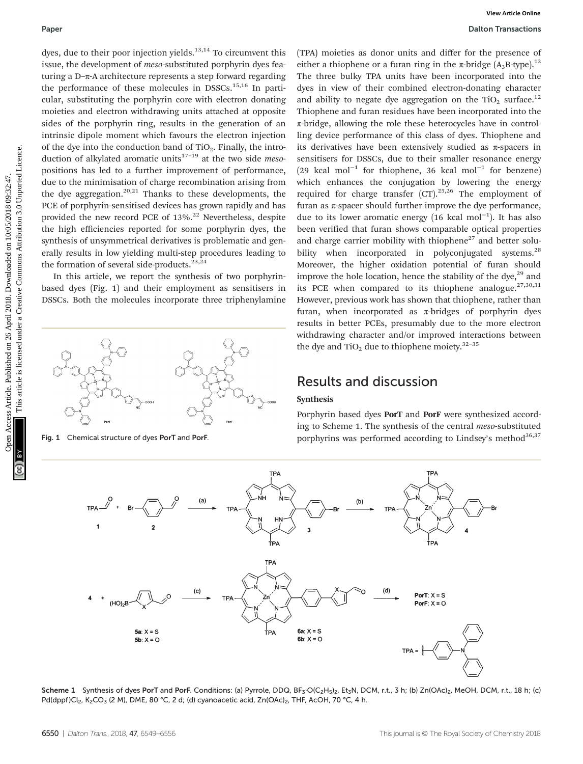dyes, due to their poor injection yields.[13,14] To circumvent this issue, the development of *meso*-substituted porphyrin dyes featuring a D–π–A architecture represents a step forward regarding the performance of these molecules in DSSCs.[15,16] In particular, substituting the porphyrin core with electron donating moieties and electron withdrawing units attached at opposite sides of the porphyrin ring, results in the generation of an intrinsic dipole moment which favours the electron injection of the dye into the conduction band of $TiO_2$. Finally, the introduction of alkylated aromatic units[17–19] at the two side *meso*-positions has led to a further improvement of performance, due to the minimisation of charge recombination arising from the dye aggregation.[20,21] Thanks to these developments, the PCE of porphyrin-sensitised devices has grown rapidly and has provided the new record PCE of 13%.[22] Nevertheless, despite the high efficiencies reported for some porphyrin dyes, the synthesis of unsymmetrical derivatives is problematic and generally results in low yielding multi-step procedures leading to the formation of several side-products.[23,24]

In this article, we report the synthesis of two porphyrin-based dyes (Fig. 1) and their employment as sensitisers in DSSCs. Both the molecules incorporate three triphenylamine (TPA) moieties as donor units and differ for the presence of either a thiophene or a furan ring in the π-bridge ($A_3B$-type).[12] The three bulky TPA units have been incorporated into the dyes in view of their combined electron-donating character and ability to negate dye aggregation on the $TiO_2$ surface.[12] Thiophene and furan residues have been incorporated into the π-bridge, allowing the role these heterocycles have in controlling device performance of this class of dyes. Thiophene and its derivatives have been extensively studied as π-spacers in sensitisers for DSSCs, due to their smaller resonance energy (29 kcal $mol^{-1}$ for thiophene, 36 kcal $mol^{-1}$ for benzene) which enhances the conjugation by lowering the energy required for charge transfer (CT).[25,26] The employment of furan as π-spacer should further improve the dye performance, due to its lower aromatic energy (16 kcal $mol^{-1}$). It has also been verified that furan shows comparable optical properties and charge carrier mobility with thiophene[27] and better solubility when incorporated in polyconjugated systems.[28] Moreover, the higher oxidation potential of furan should improve the hole location, hence the stability of the dye,[29] and its PCE when compared to its thiophene analogue.[27,30,31] However, previous work has shown that thiophene, rather than furan, when incorporated as π-bridges of porphyrin dyes results in better PCEs, presumably due to the more electron withdrawing character and/or improved interactions between the dye and $TiO_2$ due to thiophene moiety.[32–35]

Fig. 1 Chemical structure of dyes **PorT** and **PorF**.

## Results and discussion

### Synthesis

Porphyrin based dyes **PorT** and **PorF** were synthesized according to Scheme 1. The synthesis of the central *meso*-substituted porphyrins was performed according to Lindsey's method[36,37]

Scheme 1 Synthesis of dyes **PorT** and **PorF**. Conditions: (a) Pyrrole, DDQ, $BF_3 \cdot O(C_2H_5)_2$, $Et_3N$, DCM, r.t., 3 h; (b) $Zn(OAc)_2$, MeOH, DCM, r.t., 18 h; (c) $Pd(dppf)Cl_2$, $K_2CO_3$ (2 M), DME, 80 °C, 2 d; (d) cyanoacetic acid, $Zn(OAc)_2$, THF, AcOH, 70 °C, 4 h.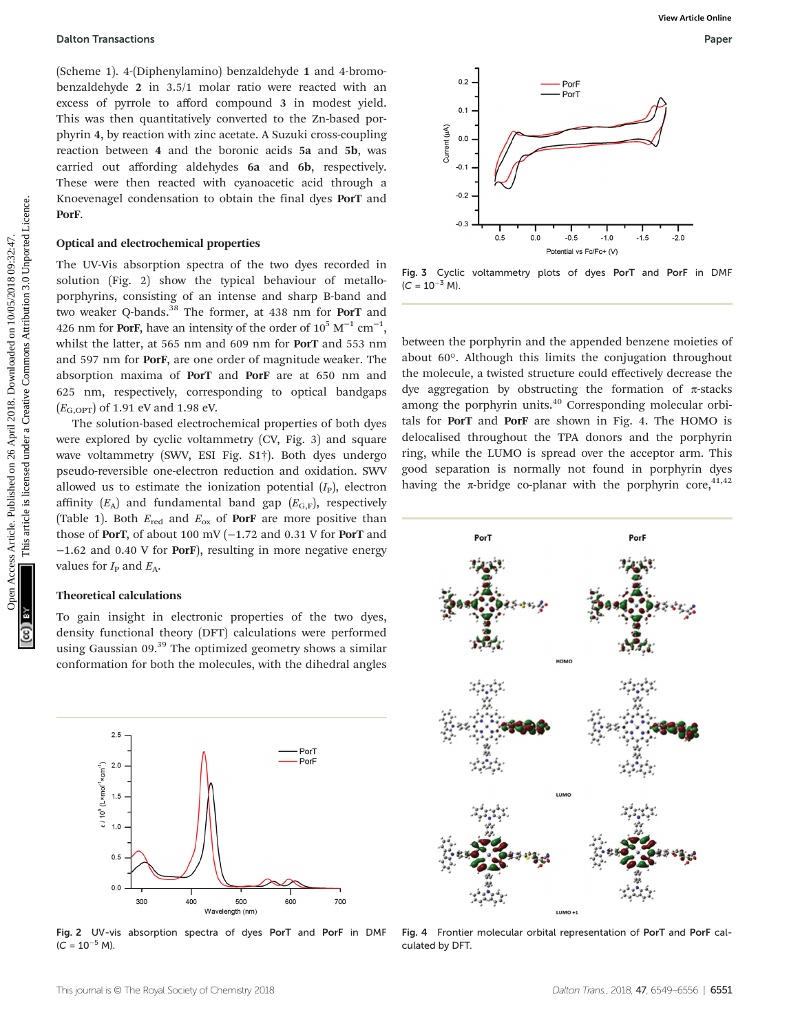(Scheme 1). 4-(Diphenylamino) benzaldehyde **1** and 4-bromobenzaldehyde **2** in 3.5/1 molar ratio were reacted with an excess of pyrrole to afford compound **3** in modest yield. This was then quantitatively converted to the Zn-based porphyrin **4**, by reaction with zinc acetate. A Suzuki cross-coupling reaction between **4** and the boronic acids **5a** and **5b**, was carried out affording aldehydes **6a** and **6b**, respectively. These were then reacted with cyanoacetic acid through a Knoevenagel condensation to obtain the final dyes **PorT** and **PorF**.

### Optical and electrochemical properties

The UV-Vis absorption spectra of the two dyes recorded in solution (Fig. 2) show the typical behaviour of metalloporphyrins, consisting of an intense and sharp B-band and two weaker Q-bands.[38] The former, at 438 nm for **PorT** and 426 nm for **PorF**, have an intensity of the order of $10^5$ $M^{-1}$ $cm^{-1}$, whilst the latter, at 565 nm and 609 nm for **PorT** and 553 nm and 597 nm for **PorF**, are one order of magnitude weaker. The absorption maxima of **PorT** and **PorF** are at 650 nm and 625 nm, respectively, corresponding to optical bandgaps ($E_{G,OPT}$) of 1.91 eV and 1.98 eV.

The solution-based electrochemical properties of both dyes were explored by cyclic voltammetry (CV, Fig. 3) and square wave voltammetry (SWV, ESI Fig. S1†). Both dyes undergo pseudo-reversible one-electron reduction and oxidation. SWV allowed us to estimate the ionization potential ($I_P$), electron affinity ($E_A$) and fundamental band gap ($E_{G,F}$), respectively (Table 1). Both $E_{red}$ and $E_{ox}$ of **PorF** are more positive than those of **PorT**, of about 100 mV (−1.72 and 0.31 V for **PorT** and −1.62 and 0.40 V for **PorF**), resulting in more negative energy values for $I_P$ and $E_A$.

### Theoretical calculations

To gain insight in electronic properties of the two dyes, density functional theory (DFT) calculations were performed using Gaussian 09.[39] The optimized geometry shows a similar conformation for both the molecules, with the dihedral angles between the porphyrin and the appended benzene moieties of about 60°. Although this limits the conjugation throughout the molecule, a twisted structure could effectively decrease the dye aggregation by obstructing the formation of π-stacks among the porphyrin units.[40] Corresponding molecular orbitals for **PorT** and **PorF** are shown in Fig. 4. The HOMO is delocalised throughout the TPA donors and the porphyrin ring, while the LUMO is spread over the acceptor arm. This good separation is normally not found in porphyrin dyes having the π-bridge co-planar with the porphyrin core,[41,42]

**Fig. 2** UV-vis absorption spectra of dyes **PorT** and **PorF** in DMF ($C = 10^{-5}$ M).

**Fig. 3** Cyclic voltammetry plots of dyes **PorT** and **PorF** in DMF ($C = 10^{-3}$ M).

**Fig. 4** Frontier molecular orbital representation of **PorT** and **PorF** calculated by DFT.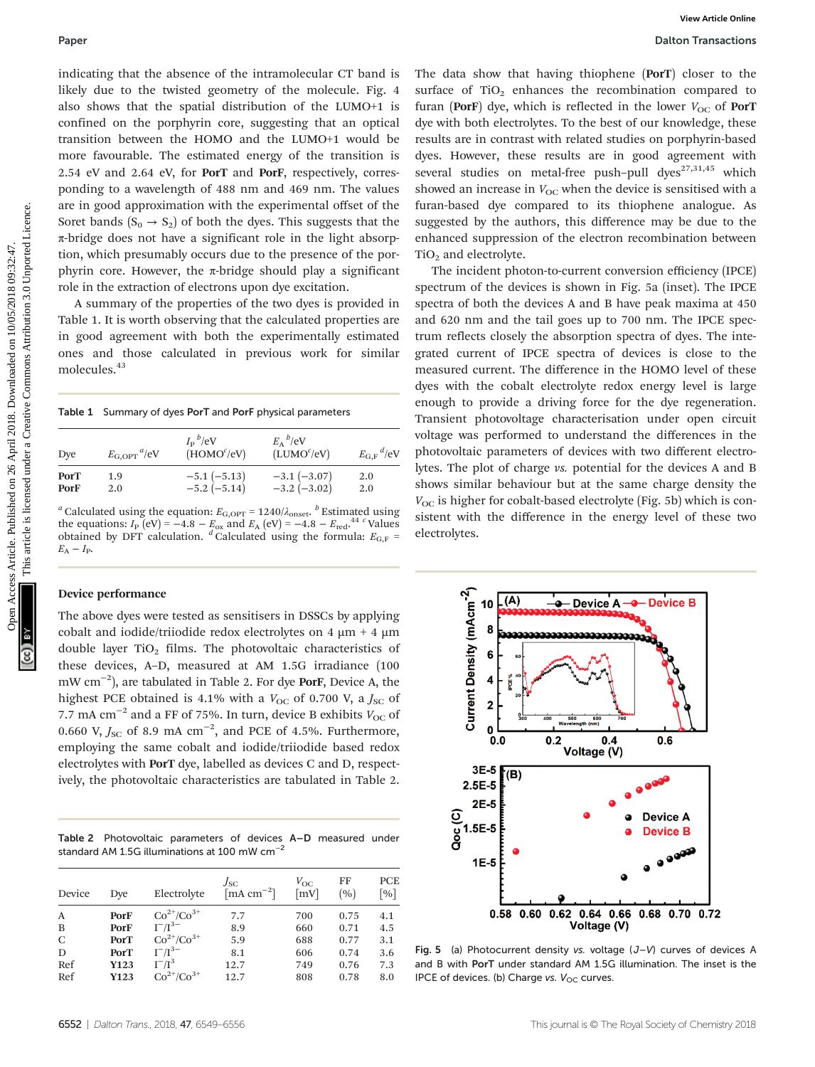indicating that the absence of the intramolecular CT band is likely due to the twisted geometry of the molecule. Fig. 4 also shows that the spatial distribution of the LUMO+1 is confined on the porphyrin core, suggesting that an optical transition between the HOMO and the LUMO+1 would be more favourable. The estimated energy of the transition is 2.54 eV and 2.64 eV, for **PorT** and **PorF**, respectively, corresponding to a wavelength of 488 nm and 469 nm. The values are in good approximation with the experimental offset of the Soret bands ($S_0 \rightarrow S_2$) of both the dyes. This suggests that the π-bridge does not have a significant role in the light absorption, which presumably occurs due to the presence of the porphyrin core. However, the π-bridge should play a significant role in the extraction of electrons upon dye excitation.

A summary of the properties of the two dyes is provided in Table 1. It is worth observing that the calculated properties are in good agreement with both the experimentally estimated ones and those calculated in previous work for similar molecules.[43]

Table 1 Summary of dyes **PorT** and **PorF** physical parameters

| Dye | $E_{G,OPT}$[a]/eV | $I_P$[b]/eV (HOMO[c]/eV) | $E_A$[b]/eV (LUMO[c]/eV) | $E_{G,F}$[d]/eV |
|---|---|---|---|---|
| **PorT** | 1.9 | −5.1 (−5.13) | −3.1 (−3.07) | 2.0 |
| **PorF** | 2.0 | −5.2 (−5.14) | −3.2 (−3.02) | 2.0 |

[a] Calculated using the equation: $E_{G,OPT} = 1240/\lambda_{onset}$. [b] Estimated using the equations: $I_P$ (eV) = $-4.8 - E_{ox}$ and $E_A$ (eV) = $-4.8 - E_{red}$.[44] [c] Values obtained by DFT calculation. [d] Calculated using the formula: $E_{G,F} = E_A - I_P$.

### Device performance

The above dyes were tested as sensitisers in DSSCs by applying cobalt and iodide/triiodide redox electrolytes on 4 µm + 4 µm double layer $TiO_2$ films. The photovoltaic characteristics of these devices, A–D, measured at AM 1.5G irradiance (100 mW $cm^{-2}$), are tabulated in Table 2. For dye **PorF**, Device A, the highest PCE obtained is 4.1% with a $V_{OC}$ of 0.700 V, a $J_{SC}$ of 7.7 mA $cm^{-2}$ and a FF of 75%. In turn, device B exhibits $V_{OC}$ of 0.660 V, $J_{SC}$ of 8.9 mA $cm^{-2}$, and PCE of 4.5%. Furthermore, employing the same cobalt and iodide/triiodide based redox electrolytes with **PorT** dye, labelled as devices C and D, respectively, the photovoltaic characteristics are tabulated in Table 2.

Table 2 Photovoltaic parameters of devices A–D measured under standard AM 1.5G illuminations at 100 mW $cm^{-2}$

| Device | Dye | Electrolyte | $J_{SC}$ [mA $cm^{-2}$] | $V_{OC}$ [mV] | FF (%) | PCE [%] |
|---|---|---|---|---|---|---|
| A | **PorF** | $Co^{2+}/Co^{3+}$ | 7.7 | 700 | 0.75 | 4.1 |
| B | **PorF** | $I^-/I^{3-}$ | 8.9 | 660 | 0.71 | 4.5 |
| C | **PorT** | $Co^{2+}/Co^{3+}$ | 5.9 | 688 | 0.77 | 3.1 |
| D | **PorT** | $I^-/I^{3-}$ | 8.1 | 606 | 0.74 | 3.6 |
| Ref | **Y123** | $I^-/I^3$ | 12.7 | 749 | 0.76 | 7.3 |
| Ref | **Y123** | $Co^{2+}/Co^{3+}$ | 12.7 | 808 | 0.78 | 8.0 |

The data show that having thiophene (**PorT**) closer to the surface of $TiO_2$ enhances the recombination compared to furan (**PorF**) dye, which is reflected in the lower $V_{OC}$ of **PorT** dye with both electrolytes. To the best of our knowledge, these results are in contrast with related studies on porphyrin-based dyes. However, these results are in good agreement with several studies on metal-free push–pull dyes[27,31,45] which showed an increase in $V_{OC}$ when the device is sensitised with a furan-based dye compared to its thiophene analogue. As suggested by the authors, this difference may be due to the enhanced suppression of the electron recombination between $TiO_2$ and electrolyte.

The incident photon-to-current conversion efficiency (IPCE) spectrum of the devices is shown in Fig. 5a (inset). The IPCE spectra of both the devices A and B have peak maxima at 450 and 620 nm and the tail goes up to 700 nm. The IPCE spectrum reflects closely the absorption spectra of dyes. The integrated current of IPCE spectra of devices is close to the measured current. The difference in the HOMO level of these dyes with the cobalt electrolyte redox energy level is large enough to provide a driving force for the dye regeneration. Transient photovoltage characterisation under open circuit voltage was performed to understand the differences in the photovoltaic parameters of devices with two different electrolytes. The plot of charge *vs.* potential for the devices A and B shows similar behaviour but at the same charge density the $V_{OC}$ is higher for cobalt-based electrolyte (Fig. 5b) which is consistent with the difference in the energy level of these two electrolytes.

Fig. 5 (a) Photocurrent density *vs.* voltage ($J$–$V$) curves of devices A and B with **PorT** under standard AM 1.5G illumination. The inset is the IPCE of devices. (b) Charge *vs.* $V_{OC}$ curves.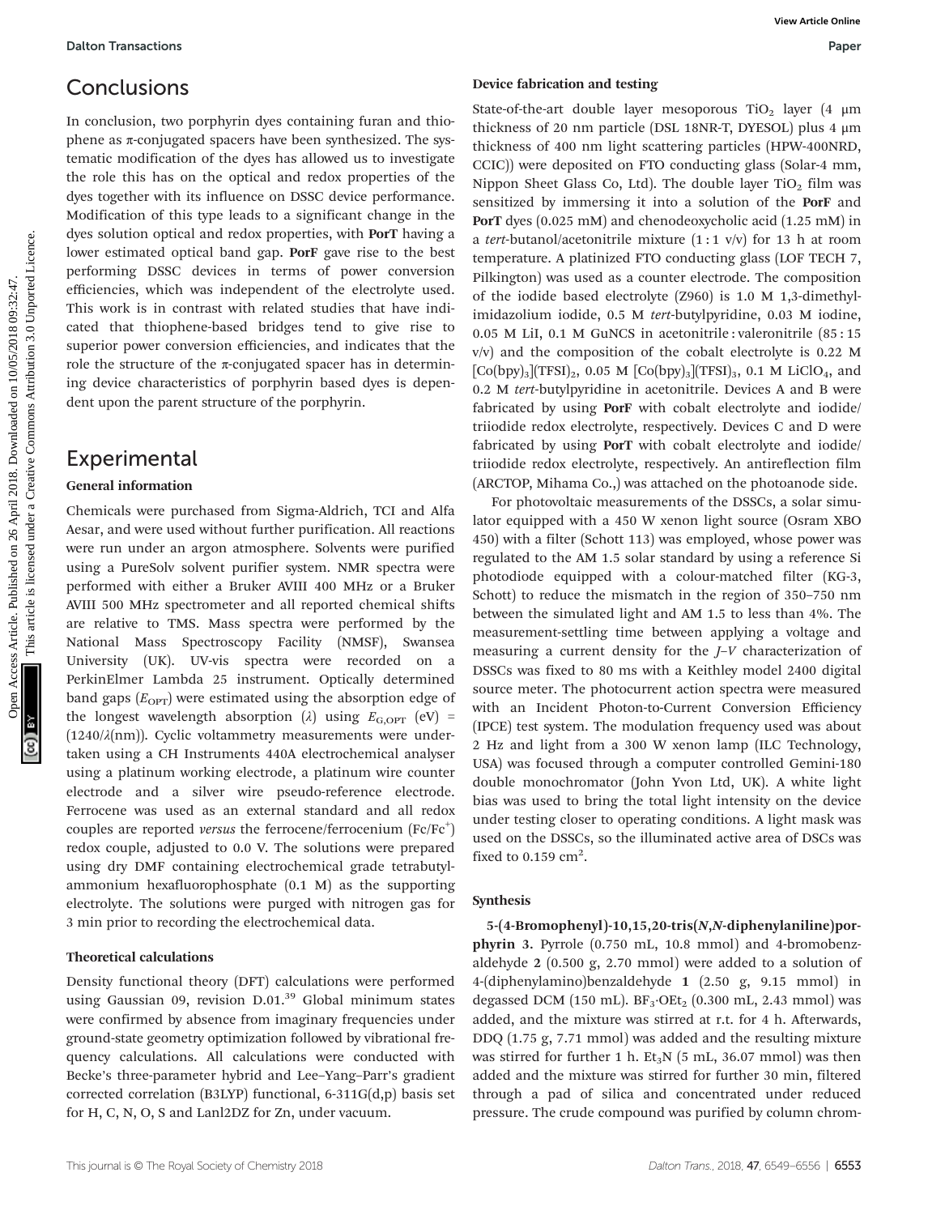## Conclusions

In conclusion, two porphyrin dyes containing furan and thiophene as π-conjugated spacers have been synthesized. The systematic modification of the dyes has allowed us to investigate the role this has on the optical and redox properties of the dyes together with its influence on DSSC device performance. Modification of this type leads to a significant change in the dyes solution optical and redox properties, with **PorT** having a lower estimated optical band gap. **PorF** gave rise to the best performing DSSC devices in terms of power conversion efficiencies, which was independent of the electrolyte used. This work is in contrast with related studies that have indicated that thiophene-based bridges tend to give rise to superior power conversion efficiencies, and indicates that the role the structure of the π-conjugated spacer has in determining device characteristics of porphyrin based dyes is dependent upon the parent structure of the porphyrin.

## Experimental

### General information

Chemicals were purchased from Sigma-Aldrich, TCI and Alfa Aesar, and were used without further purification. All reactions were run under an argon atmosphere. Solvents were purified using a PureSolv solvent purifier system. NMR spectra were performed with either a Bruker AVIII 400 MHz or a Bruker AVIII 500 MHz spectrometer and all reported chemical shifts are relative to TMS. Mass spectra were performed by the National Mass Spectroscopy Facility (NMSF), Swansea University (UK). UV-vis spectra were recorded on a PerkinElmer Lambda 25 instrument. Optically determined band gaps ($E_{OPT}$) were estimated using the absorption edge of the longest wavelength absorption ($\lambda$) using $E_{G,OPT}$ (eV) = (1240/$\lambda$(nm)). Cyclic voltammetry measurements were undertaken using a CH Instruments 440A electrochemical analyser using a platinum working electrode, a platinum wire counter electrode and a silver wire pseudo-reference electrode. Ferrocene was used as an external standard and all redox couples are reported *versus* the ferrocene/ferrocenium ($Fc/Fc^+$) redox couple, adjusted to 0.0 V. The solutions were prepared using dry DMF containing electrochemical grade tetrabutylammonium hexafluorophosphate (0.1 M) as the supporting electrolyte. The solutions were purged with nitrogen gas for 3 min prior to recording the electrochemical data.

### Theoretical calculations

Density functional theory (DFT) calculations were performed using Gaussian 09, revision D.01.[39] Global minimum states were confirmed by absence from imaginary frequencies under ground-state geometry optimization followed by vibrational frequency calculations. All calculations were conducted with Becke's three-parameter hybrid and Lee–Yang–Parr's gradient corrected correlation (B3LYP) functional, 6-311G(d,p) basis set for H, C, N, O, S and Lanl2DZ for Zn, under vacuum.

### Device fabrication and testing

State-of-the-art double layer mesoporous $TiO_2$ layer (4 μm thickness of 20 nm particle (DSL 18NR-T, DYESOL) plus 4 μm thickness of 400 nm light scattering particles (HPW-400NRD, CCIC)) were deposited on FTO conducting glass (Solar-4 mm, Nippon Sheet Glass Co, Ltd). The double layer $TiO_2$ film was sensitized by immersing it into a solution of the **PorF** and **PorT** dyes (0.025 mM) and chenodeoxycholic acid (1.25 mM) in a *tert*-butanol/acetonitrile mixture (1 : 1 v/v) for 13 h at room temperature. A platinized FTO conducting glass (LOF TECH 7, Pilkington) was used as a counter electrode. The composition of the iodide based electrolyte (Z960) is 1.0 M 1,3-dimethylimidazolium iodide, 0.5 M *tert*-butylpyridine, 0.03 M iodine, 0.05 M LiI, 0.1 M GuNCS in acetonitrile : valeronitrile (85 : 15 v/v) and the composition of the cobalt electrolyte is 0.22 M $[Co(bpy)_3](TFSI)_2$, 0.05 M $[Co(bpy)_3](TFSI)_3$, 0.1 M $LiClO_4$, and 0.2 M *tert*-butylpyridine in acetonitrile. Devices A and B were fabricated by using **PorF** with cobalt electrolyte and iodide/triiodide redox electrolyte, respectively. Devices C and D were fabricated by using **PorT** with cobalt electrolyte and iodide/triiodide redox electrolyte, respectively. An antireflection film (ARCTOP, Mihama Co.,) was attached on the photoanode side.

For photovoltaic measurements of the DSSCs, a solar simulator equipped with a 450 W xenon light source (Osram XBO 450) with a filter (Schott 113) was employed, whose power was regulated to the AM 1.5 solar standard by using a reference Si photodiode equipped with a colour-matched filter (KG-3, Schott) to reduce the mismatch in the region of 350–750 nm between the simulated light and AM 1.5 to less than 4%. The measurement-settling time between applying a voltage and measuring a current density for the *J*–*V* characterization of DSSCs was fixed to 80 ms with a Keithley model 2400 digital source meter. The photocurrent action spectra were measured with an Incident Photon-to-Current Conversion Efficiency (IPCE) test system. The modulation frequency used was about 2 Hz and light from a 300 W xenon lamp (ILC Technology, USA) was focused through a computer controlled Gemini-180 double monochromator (John Yvon Ltd, UK). A white light bias was used to bring the total light intensity on the device under testing closer to operating conditions. A light mask was used on the DSSCs, so the illuminated active area of DSCs was fixed to 0.159 $cm^2$.

### Synthesis

**5-(4-Bromophenyl)-10,15,20-tris(*N*,*N*-diphenylaniline)porphyrin 3.** Pyrrole (0.750 mL, 10.8 mmol) and 4-bromobenzaldehyde **2** (0.500 g, 2.70 mmol) were added to a solution of 4-(diphenylamino)benzaldehyde **1** (2.50 g, 9.15 mmol) in degassed DCM (150 mL). $BF_3{\cdot}OEt_2$ (0.300 mL, 2.43 mmol) was added, and the mixture was stirred at r.t. for 4 h. Afterwards, DDQ (1.75 g, 7.71 mmol) was added and the resulting mixture was stirred for further 1 h. $Et_3N$ (5 mL, 36.07 mmol) was then added and the mixture was stirred for further 30 min, filtered through a pad of silica and concentrated under reduced pressure. The crude compound was purified by column chrom-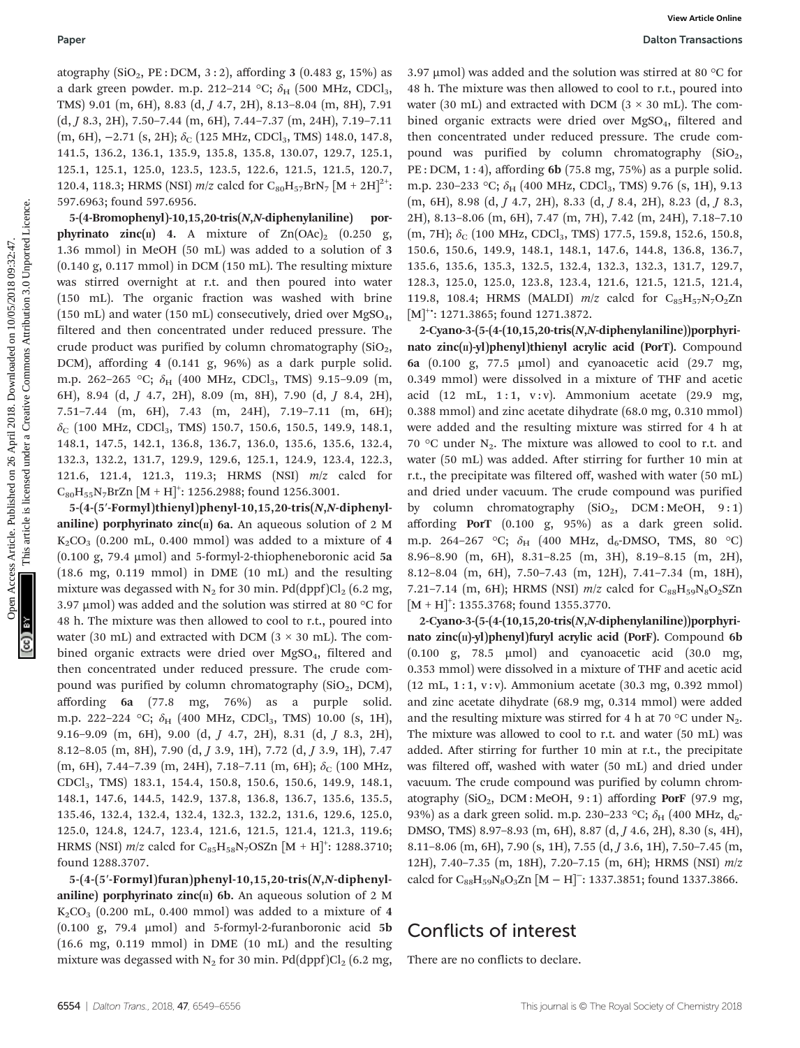atography ($SiO_2$, PE : DCM, 3 : 2), affording **3** (0.483 g, 15%) as a dark green powder. m.p. 212–214 °C; $\delta_H$ (500 MHz, $CDCl_3$, TMS) 9.01 (m, 6H), 8.83 (d, *J* 4.7, 2H), 8.13–8.04 (m, 8H), 7.91 (d, *J* 8.3, 2H), 7.50–7.44 (m, 6H), 7.44–7.37 (m, 24H), 7.19–7.11 (m, 6H), −2.71 (s, 2H); $\delta_C$ (125 MHz, $CDCl_3$, TMS) 148.0, 147.8, 141.5, 136.2, 136.1, 135.9, 135.8, 135.8, 130.07, 129.7, 125.1, 125.1, 125.1, 125.0, 123.5, 123.5, 122.6, 121.5, 121.5, 120.7, 120.4, 118.3; HRMS (NSI) *m*/*z* calcd for $C_{80}H_{57}BrN_7$ $[M + 2H]^{2+}$: 597.6963; found 597.6956.

**5-(4-Bromophenyl)-10,15,20-tris(*N*,*N*-diphenylaniline) porphyrinato zinc(II) 4.** A mixture of $Zn(OAc)_2$ (0.250 g, 1.36 mmol) in MeOH (50 mL) was added to a solution of **3** (0.140 g, 0.117 mmol) in DCM (150 mL). The resulting mixture was stirred overnight at r.t. and then poured into water (150 mL). The organic fraction was washed with brine (150 mL) and water (150 mL) consecutively, dried over $MgSO_4$, filtered and then concentrated under reduced pressure. The crude product was purified by column chromatography ($SiO_2$, DCM), affording **4** (0.141 g, 96%) as a dark purple solid. m.p. 262–265 °C; $\delta_H$ (400 MHz, $CDCl_3$, TMS) 9.15–9.09 (m, 6H), 8.94 (d, *J* 4.7, 2H), 8.09 (m, 8H), 7.90 (d, *J* 8.4, 2H), 7.51–7.44 (m, 6H), 7.43 (m, 24H), 7.19–7.11 (m, 6H); $\delta_C$ (100 MHz, $CDCl_3$, TMS) 150.7, 150.6, 150.5, 149.9, 148.1, 148.1, 147.5, 142.1, 136.8, 136.7, 136.0, 135.6, 135.6, 132.4, 132.3, 132.2, 131.7, 129.9, 129.6, 125.1, 124.9, 123.4, 122.3, 121.6, 121.4, 121.3, 119.3; HRMS (NSI) *m*/*z* calcd for $C_{80}H_{55}N_7BrZn$ $[M + H]^+$: 1256.2988; found 1256.3001.

**5-(4-(5′-Formyl)thienyl)phenyl-10,15,20-tris(*N*,*N*-diphenylaniline) porphyrinato zinc(II) 6a.** An aqueous solution of 2 M $K_2CO_3$ (0.200 mL, 0.400 mmol) was added to a mixture of **4** (0.100 g, 79.4 μmol) and 5-formyl-2-thiopheneboronic acid **5a** (18.6 mg, 0.119 mmol) in DME (10 mL) and the resulting mixture was degassed with $N_2$ for 30 min. $Pd(dppf)Cl_2$ (6.2 mg, 3.97 μmol) was added and the solution was stirred at 80 °C for 48 h. The mixture was then allowed to cool to r.t., poured into water (30 mL) and extracted with DCM (3 × 30 mL). The combined organic extracts were dried over $MgSO_4$, filtered and then concentrated under reduced pressure. The crude compound was purified by column chromatography ($SiO_2$, DCM), affording **6a** (77.8 mg, 76%) as a purple solid. m.p. 222–224 °C; $\delta_H$ (400 MHz, $CDCl_3$, TMS) 10.00 (s, 1H), 9.16–9.09 (m, 6H), 9.00 (d, *J* 4.7, 2H), 8.31 (d, *J* 8.3, 2H), 8.12–8.05 (m, 8H), 7.90 (d, *J* 3.9, 1H), 7.72 (d, *J* 3.9, 1H), 7.47 (m, 6H), 7.44–7.39 (m, 24H), 7.18–7.11 (m, 6H); $\delta_C$ (100 MHz, $CDCl_3$, TMS) 183.1, 154.4, 150.8, 150.6, 150.6, 149.9, 148.1, 148.1, 147.6, 144.5, 142.9, 137.8, 136.8, 136.7, 135.6, 135.5, 135.46, 132.4, 132.4, 132.4, 132.3, 132.2, 131.6, 129.6, 125.0, 125.0, 124.8, 124.7, 123.4, 121.6, 121.5, 121.4, 121.3, 119.6; HRMS (NSI) *m*/*z* calcd for $C_{85}H_{58}N_7OSZn$ $[M + H]^+$: 1288.3710; found 1288.3707.

**5-(4-(5′-Formyl)furan)phenyl-10,15,20-tris(*N*,*N*-diphenylaniline) porphyrinato zinc(II) 6b.** An aqueous solution of 2 M $K_2CO_3$ (0.200 mL, 0.400 mmol) was added to a mixture of **4** (0.100 g, 79.4 μmol) and 5-formyl-2-furanboronic acid **5b** (16.6 mg, 0.119 mmol) in DME (10 mL) and the resulting mixture was degassed with $N_2$ for 30 min. $Pd(dppf)Cl_2$ (6.2 mg, 3.97 μmol) was added and the solution was stirred at 80 °C for 48 h. The mixture was then allowed to cool to r.t., poured into water (30 mL) and extracted with DCM (3 × 30 mL). The combined organic extracts were dried over $MgSO_4$, filtered and then concentrated under reduced pressure. The crude compound was purified by column chromatography ($SiO_2$, PE : DCM, 1 : 4), affording **6b** (75.8 mg, 75%) as a purple solid. m.p. 230–233 °C; $\delta_H$ (400 MHz, $CDCl_3$, TMS) 9.76 (s, 1H), 9.13 (m, 6H), 8.98 (d, *J* 4.7, 2H), 8.33 (d, *J* 8.4, 2H), 8.23 (d, *J* 8.3, 2H), 8.13–8.06 (m, 6H), 7.47 (m, 7H), 7.42 (m, 24H), 7.18–7.10 (m, 7H); $\delta_C$ (100 MHz, $CDCl_3$, TMS) 177.5, 159.8, 152.6, 150.8, 150.6, 150.6, 149.9, 148.1, 148.1, 147.6, 144.8, 136.8, 136.7, 135.6, 135.6, 135.3, 132.5, 132.4, 132.3, 132.3, 131.7, 129.7, 128.3, 125.0, 125.0, 123.8, 123.4, 121.6, 121.5, 121.5, 121.4, 119.8, 108.4; HRMS (MALDI) *m*/*z* calcd for $C_{85}H_{57}N_7O_2Zn$ $[M]^{+\bullet}$: 1271.3865; found 1271.3872.

**2-Cyano-3-(5-(4-(10,15,20-tris(*N*,*N*-diphenylaniline))porphyrinato zinc(II)-yl)phenyl)thienyl acrylic acid (PorT).** Compound **6a** (0.100 g, 77.5 μmol) and cyanoacetic acid (29.7 mg, 0.349 mmol) were dissolved in a mixture of THF and acetic acid (12 mL, 1 : 1, v : v). Ammonium acetate (29.9 mg, 0.388 mmol) and zinc acetate dihydrate (68.0 mg, 0.310 mmol) were added and the resulting mixture was stirred for 4 h at 70 °C under $N_2$. The mixture was allowed to cool to r.t. and water (50 mL) was added. After stirring for further 10 min at r.t., the precipitate was filtered off, washed with water (50 mL) and dried under vacuum. The crude compound was purified by column chromatography ($SiO_2$, DCM : MeOH, 9 : 1) affording **PorT** (0.100 g, 95%) as a dark green solid. m.p. 264–267 °C; $\delta_H$ (400 MHz, $d_6$-DMSO, TMS, 80 °C) 8.96–8.90 (m, 6H), 8.31–8.25 (m, 3H), 8.19–8.15 (m, 2H), 8.12–8.04 (m, 6H), 7.50–7.43 (m, 12H), 7.41–7.34 (m, 18H), 7.21–7.14 (m, 6H); HRMS (NSI) *m*/*z* calcd for $C_{88}H_{59}N_8O_2SZn$ $[M + H]^+$: 1355.3768; found 1355.3770.

**2-Cyano-3-(5-(4-(10,15,20-tris(*N*,*N*-diphenylaniline))porphyrinato zinc(II)-yl)phenyl)furyl acrylic acid (PorF).** Compound **6b** (0.100 g, 78.5 μmol) and cyanoacetic acid (30.0 mg, 0.353 mmol) were dissolved in a mixture of THF and acetic acid (12 mL, 1 : 1, v : v). Ammonium acetate (30.3 mg, 0.392 mmol) and zinc acetate dihydrate (68.9 mg, 0.314 mmol) were added and the resulting mixture was stirred for 4 h at 70 °C under $N_2$. The mixture was allowed to cool to r.t. and water (50 mL) was added. After stirring for further 10 min at r.t., the precipitate was filtered off, washed with water (50 mL) and dried under vacuum. The crude compound was purified by column chromatography ($SiO_2$, DCM : MeOH, 9 : 1) affording **PorF** (97.9 mg, 93%) as a dark green solid. m.p. 230–233 °C; $\delta_H$ (400 MHz, $d_6$-DMSO, TMS) 8.97–8.93 (m, 6H), 8.87 (d, *J* 4.6, 2H), 8.30 (s, 4H), 8.11–8.06 (m, 6H), 7.90 (s, 1H), 7.55 (d, *J* 3.6, 1H), 7.50–7.45 (m, 12H), 7.40–7.35 (m, 18H), 7.20–7.15 (m, 6H); HRMS (NSI) *m*/*z* calcd for $C_{88}H_{59}N_8O_3Zn$ $[M - H]^-$: 1337.3851; found 1337.3866.

## Conflicts of interest

There are no conflicts to declare.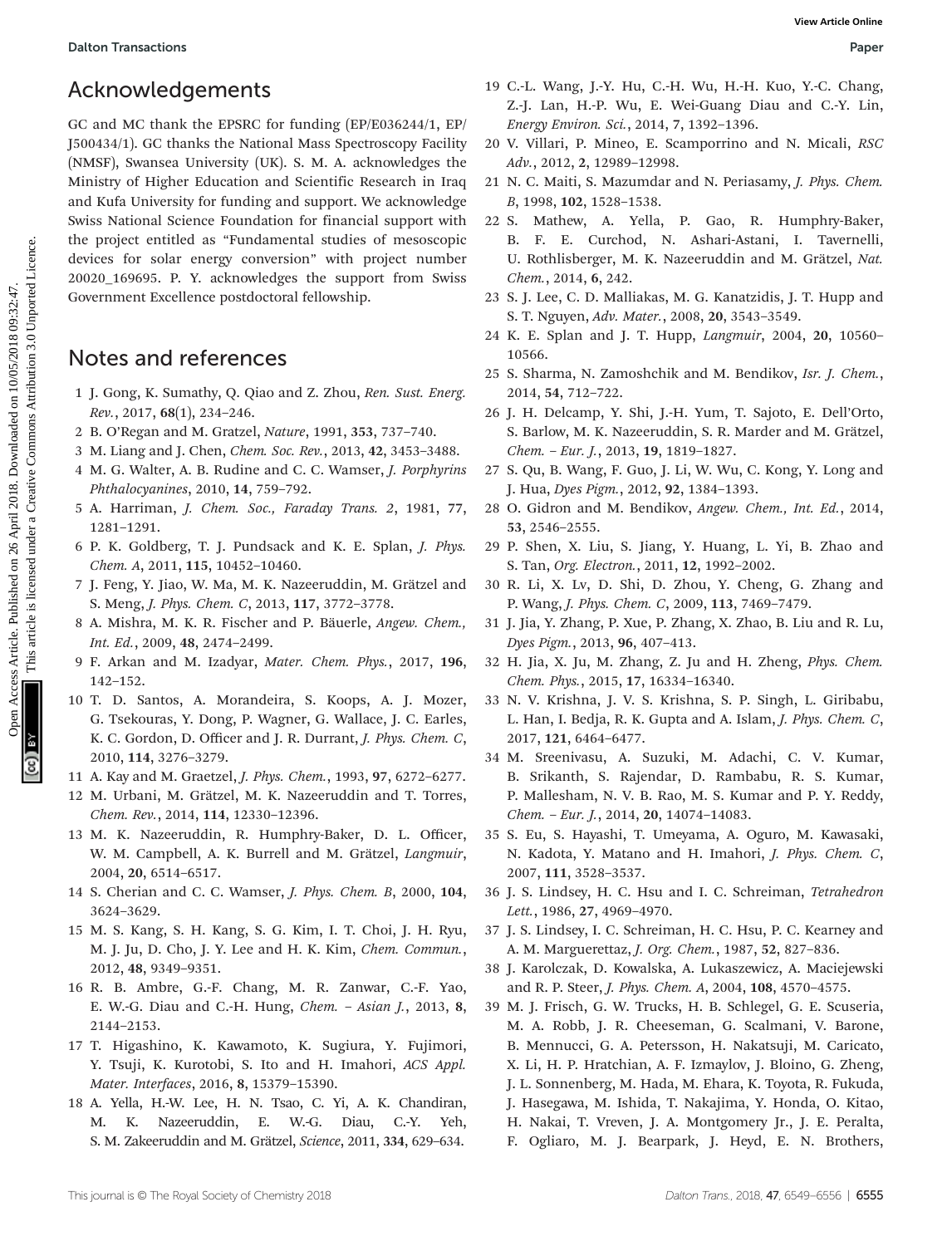## Acknowledgements

GC and MC thank the EPSRC for funding (EP/E036244/1, EP/J500434/1). GC thanks the National Mass Spectroscopy Facility (NMSF), Swansea University (UK). S. M. A. acknowledges the Ministry of Higher Education and Scientific Research in Iraq and Kufa University for funding and support. We acknowledge Swiss National Science Foundation for financial support with the project entitled as "Fundamental studies of mesoscopic devices for solar energy conversion" with project number 20020_169695. P. Y. acknowledges the support from Swiss Government Excellence postdoctoral fellowship.

## Notes and references

1 J. Gong, K. Sumathy, Q. Qiao and Z. Zhou, *Ren. Sust. Energ. Rev.*, 2017, **68**(1), 234–246.
2 B. O'Regan and M. Gratzel, *Nature*, 1991, **353**, 737–740.
3 M. Liang and J. Chen, *Chem. Soc. Rev.*, 2013, **42**, 3453–3488.
4 M. G. Walter, A. B. Rudine and C. C. Wamser, *J. Porphyrins Phthalocyanines*, 2010, **14**, 759–792.
5 A. Harriman, *J. Chem. Soc., Faraday Trans. 2*, 1981, **77**, 1281–1291.
6 P. K. Goldberg, T. J. Pundsack and K. E. Splan, *J. Phys. Chem. A*, 2011, **115**, 10452–10460.
7 J. Feng, Y. Jiao, W. Ma, M. K. Nazeeruddin, M. Grätzel and S. Meng, *J. Phys. Chem. C*, 2013, **117**, 3772–3778.
8 A. Mishra, M. K. R. Fischer and P. Bäuerle, *Angew. Chem., Int. Ed.*, 2009, **48**, 2474–2499.
9 F. Arkan and M. Izadyar, *Mater. Chem. Phys.*, 2017, **196**, 142–152.
10 T. D. Santos, A. Morandeira, S. Koops, A. J. Mozer, G. Tsekouras, Y. Dong, P. Wagner, G. Wallace, J. C. Earles, K. C. Gordon, D. Officer and J. R. Durrant, *J. Phys. Chem. C*, 2010, **114**, 3276–3279.
11 A. Kay and M. Graetzel, *J. Phys. Chem.*, 1993, **97**, 6272–6277.
12 M. Urbani, M. Grätzel, M. K. Nazeeruddin and T. Torres, *Chem. Rev.*, 2014, **114**, 12330–12396.
13 M. K. Nazeeruddin, R. Humphry-Baker, D. L. Officer, W. M. Campbell, A. K. Burrell and M. Grätzel, *Langmuir*, 2004, **20**, 6514–6517.
14 S. Cherian and C. C. Wamser, *J. Phys. Chem. B*, 2000, **104**, 3624–3629.
15 M. S. Kang, S. H. Kang, S. G. Kim, I. T. Choi, J. H. Ryu, M. J. Ju, D. Cho, J. Y. Lee and H. K. Kim, *Chem. Commun.*, 2012, **48**, 9349–9351.
16 R. B. Ambre, G.-F. Chang, M. R. Zanwar, C.-F. Yao, E. W.-G. Diau and C.-H. Hung, *Chem. – Asian J.*, 2013, **8**, 2144–2153.
17 T. Higashino, K. Kawamoto, K. Sugiura, Y. Fujimori, Y. Tsuji, K. Kurotobi, S. Ito and H. Imahori, *ACS Appl. Mater. Interfaces*, 2016, **8**, 15379–15390.
18 A. Yella, H.-W. Lee, H. N. Tsao, C. Yi, A. K. Chandiran, M. K. Nazeeruddin, E. W.-G. Diau, C.-Y. Yeh, S. M. Zakeeruddin and M. Grätzel, *Science*, 2011, **334**, 629–634.
19 C.-L. Wang, J.-Y. Hu, C.-H. Wu, H.-H. Kuo, Y.-C. Chang, Z.-J. Lan, H.-P. Wu, E. Wei-Guang Diau and C.-Y. Lin, *Energy Environ. Sci.*, 2014, **7**, 1392–1396.
20 V. Villari, P. Mineo, E. Scamporrino and N. Micali, *RSC Adv.*, 2012, **2**, 12989–12998.
21 N. C. Maiti, S. Mazumdar and N. Periasamy, *J. Phys. Chem. B*, 1998, **102**, 1528–1538.
22 S. Mathew, A. Yella, P. Gao, R. Humphry-Baker, B. F. E. Curchod, N. Ashari-Astani, I. Tavernelli, U. Rothlisberger, M. K. Nazeeruddin and M. Grätzel, *Nat. Chem.*, 2014, **6**, 242.
23 S. J. Lee, C. D. Malliakas, M. G. Kanatzidis, J. T. Hupp and S. T. Nguyen, *Adv. Mater.*, 2008, **20**, 3543–3549.
24 K. E. Splan and J. T. Hupp, *Langmuir*, 2004, **20**, 10560–10566.
25 S. Sharma, N. Zamoshchik and M. Bendikov, *Isr. J. Chem.*, 2014, **54**, 712–722.
26 J. H. Delcamp, Y. Shi, J.-H. Yum, T. Sajoto, E. Dell'Orto, S. Barlow, M. K. Nazeeruddin, S. R. Marder and M. Grätzel, *Chem. – Eur. J.*, 2013, **19**, 1819–1827.
27 S. Qu, B. Wang, F. Guo, J. Li, W. Wu, C. Kong, Y. Long and J. Hua, *Dyes Pigm.*, 2012, **92**, 1384–1393.
28 O. Gidron and M. Bendikov, *Angew. Chem., Int. Ed.*, 2014, **53**, 2546–2555.
29 P. Shen, X. Liu, S. Jiang, Y. Huang, L. Yi, B. Zhao and S. Tan, *Org. Electron.*, 2011, **12**, 1992–2002.
30 R. Li, X. Lv, D. Shi, D. Zhou, Y. Cheng, G. Zhang and P. Wang, *J. Phys. Chem. C*, 2009, **113**, 7469–7479.
31 J. Jia, Y. Zhang, P. Xue, P. Zhang, X. Zhao, B. Liu and R. Lu, *Dyes Pigm.*, 2013, **96**, 407–413.
32 H. Jia, X. Ju, M. Zhang, Z. Ju and H. Zheng, *Phys. Chem. Chem. Phys.*, 2015, **17**, 16334–16340.
33 N. V. Krishna, J. V. S. Krishna, S. P. Singh, L. Giribabu, L. Han, I. Bedja, R. K. Gupta and A. Islam, *J. Phys. Chem. C*, 2017, **121**, 6464–6477.
34 M. Sreenivasu, A. Suzuki, M. Adachi, C. V. Kumar, B. Srikanth, S. Rajendar, D. Rambabu, R. S. Kumar, P. Mallesham, N. V. B. Rao, M. S. Kumar and P. Y. Reddy, *Chem. – Eur. J.*, 2014, **20**, 14074–14083.
35 S. Eu, S. Hayashi, T. Umeyama, A. Oguro, M. Kawasaki, N. Kadota, Y. Matano and H. Imahori, *J. Phys. Chem. C*, 2007, **111**, 3528–3537.
36 J. S. Lindsey, H. C. Hsu and I. C. Schreiman, *Tetrahedron Lett.*, 1986, **27**, 4969–4970.
37 J. S. Lindsey, I. C. Schreiman, H. C. Hsu, P. C. Kearney and A. M. Marguerettaz, *J. Org. Chem.*, 1987, **52**, 827–836.
38 J. Karolczak, D. Kowalska, A. Lukaszewicz, A. Maciejewski and R. P. Steer, *J. Phys. Chem. A*, 2004, **108**, 4570–4575.
39 M. J. Frisch, G. W. Trucks, H. B. Schlegel, G. E. Scuseria, M. A. Robb, J. R. Cheeseman, G. Scalmani, V. Barone, B. Mennucci, G. A. Petersson, H. Nakatsuji, M. Caricato, X. Li, H. P. Hratchian, A. F. Izmaylov, J. Bloino, G. Zheng, J. L. Sonnenberg, M. Hada, M. Ehara, K. Toyota, R. Fukuda, J. Hasegawa, M. Ishida, T. Nakajima, Y. Honda, O. Kitao, H. Nakai, T. Vreven, J. A. Montgomery Jr., J. E. Peralta, F. Ogliaro, M. J. Bearpark, J. Heyd, E. N. Brothers,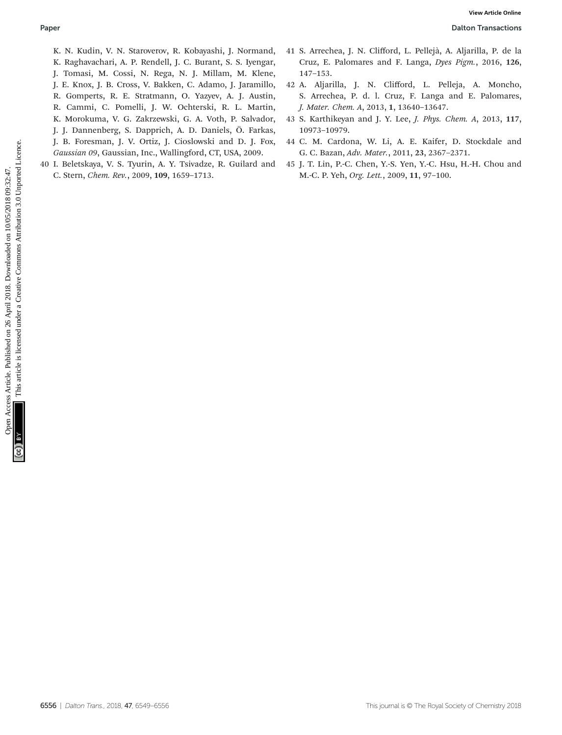K. N. Kudin, V. N. Staroverov, R. Kobayashi, J. Normand, K. Raghavachari, A. P. Rendell, J. C. Burant, S. S. Iyengar, J. Tomasi, M. Cossi, N. Rega, N. J. Millam, M. Klene, J. E. Knox, J. B. Cross, V. Bakken, C. Adamo, J. Jaramillo, R. Gomperts, R. E. Stratmann, O. Yazyev, A. J. Austin, R. Cammi, C. Pomelli, J. W. Ochterski, R. L. Martin, K. Morokuma, V. G. Zakrzewski, G. A. Voth, P. Salvador, J. J. Dannenberg, S. Dapprich, A. D. Daniels, Ö. Farkas, J. B. Foresman, J. V. Ortiz, J. Cioslowski and D. J. Fox, *Gaussian 09*, Gaussian, Inc., Wallingford, CT, USA, 2009.

40 I. Beletskaya, V. S. Tyurin, A. Y. Tsivadze, R. Guilard and C. Stern, *Chem. Rev.*, 2009, **109**, 1659–1713.

41 S. Arrechea, J. N. Clifford, L. Pellejà, A. Aljarilla, P. de la Cruz, E. Palomares and F. Langa, *Dyes Pigm.*, 2016, **126**, 147–153.

42 A. Aljarilla, J. N. Clifford, L. Pelleja, A. Moncho, S. Arrechea, P. d. l. Cruz, F. Langa and E. Palomares, *J. Mater. Chem. A*, 2013, **1**, 13640–13647.

43 S. Karthikeyan and J. Y. Lee, *J. Phys. Chem. A*, 2013, **117**, 10973–10979.

44 C. M. Cardona, W. Li, A. E. Kaifer, D. Stockdale and G. C. Bazan, *Adv. Mater.*, 2011, **23**, 2367–2371.

45 J. T. Lin, P.-C. Chen, Y.-S. Yen, Y.-C. Hsu, H.-H. Chou and M.-C. P. Yeh, *Org. Lett.*, 2009, **11**, 97–100.